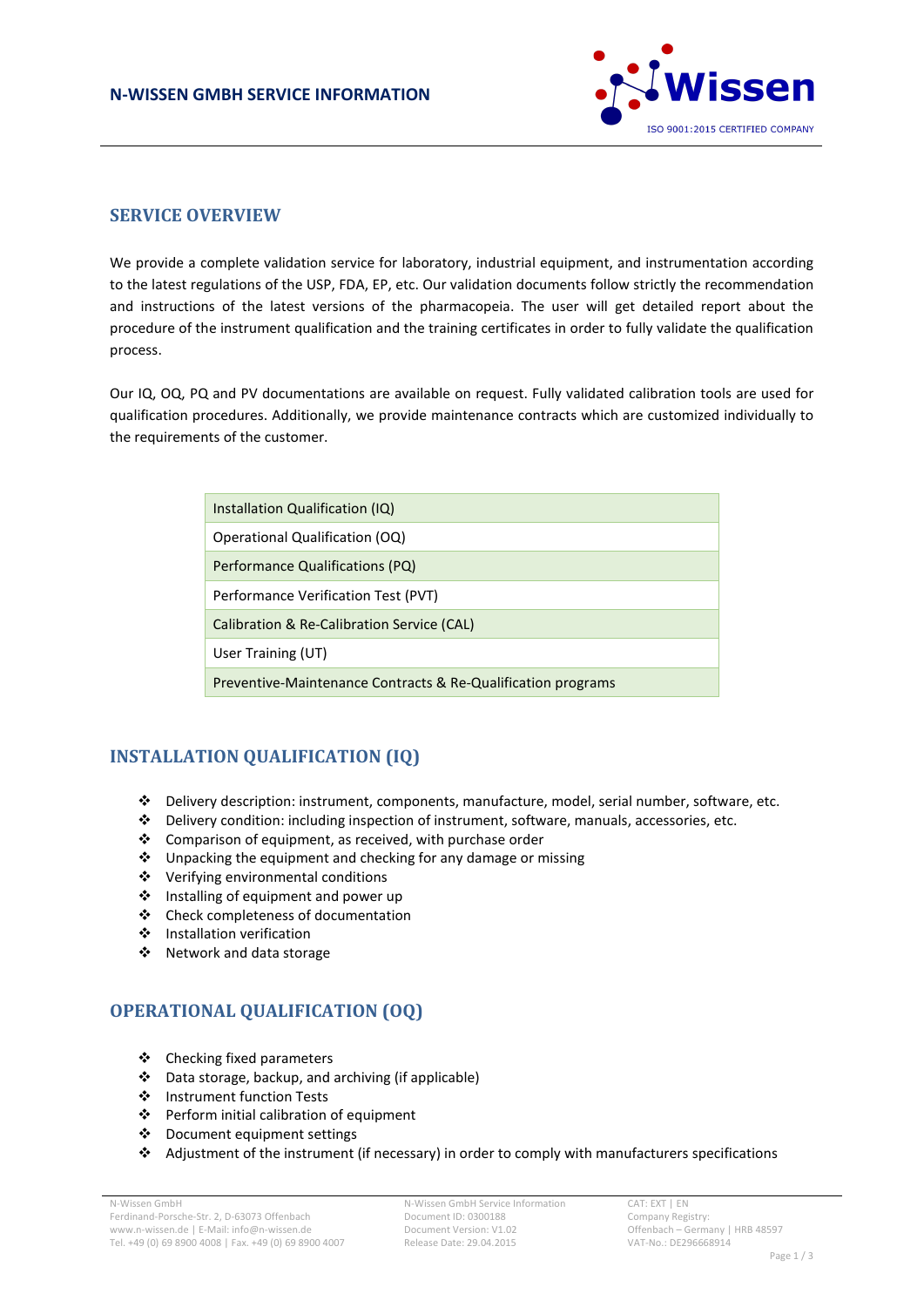## SERVICE OVERVIEW

We provide a complete validation service for laboratory, industrial equipment, and instrumentation according to the latest regulations of the USP, FDA, EP, etc. Our validation documents follow strictly the recommendation and instructions of the latest versions of the pharmacopeia. The user will get detailed report about the procedure of the instrument qualification and the training certificates in order to fully validate the qualification process.

Our IQ, OQ, PQ and PV documentations are available on request. Fully validated calibration tools are used for qualification procedures. Additionally, we provide maintenance contracts which are customized individually to the requirements of the customer.

| |
|---|
| Installation Qualification (IQ) |
| Operational Qualification (OQ) |
| Performance Qualifications (PQ) |
| Performance Verification Test (PVT) |
| Calibration & Re-Calibration Service (CAL) |
| User Training (UT) |
| Preventive-Maintenance Contracts & Re-Qualification programs |

## INSTALLATION QUALIFICATION (IQ)

- Delivery description: instrument, components, manufacture, model, serial number, software, etc.
- Delivery condition: including inspection of instrument, software, manuals, accessories, etc.
- Comparison of equipment, as received, with purchase order
- Unpacking the equipment and checking for any damage or missing
- Verifying environmental conditions
- Installing of equipment and power up
- Check completeness of documentation
- Installation verification
- Network and data storage

## OPERATIONAL QUALIFICATION (OQ)

- Checking fixed parameters
- Data storage, backup, and archiving (if applicable)
- Instrument function Tests
- Perform initial calibration of equipment
- Document equipment settings
- Adjustment of the instrument (if necessary) in order to comply with manufacturers specifications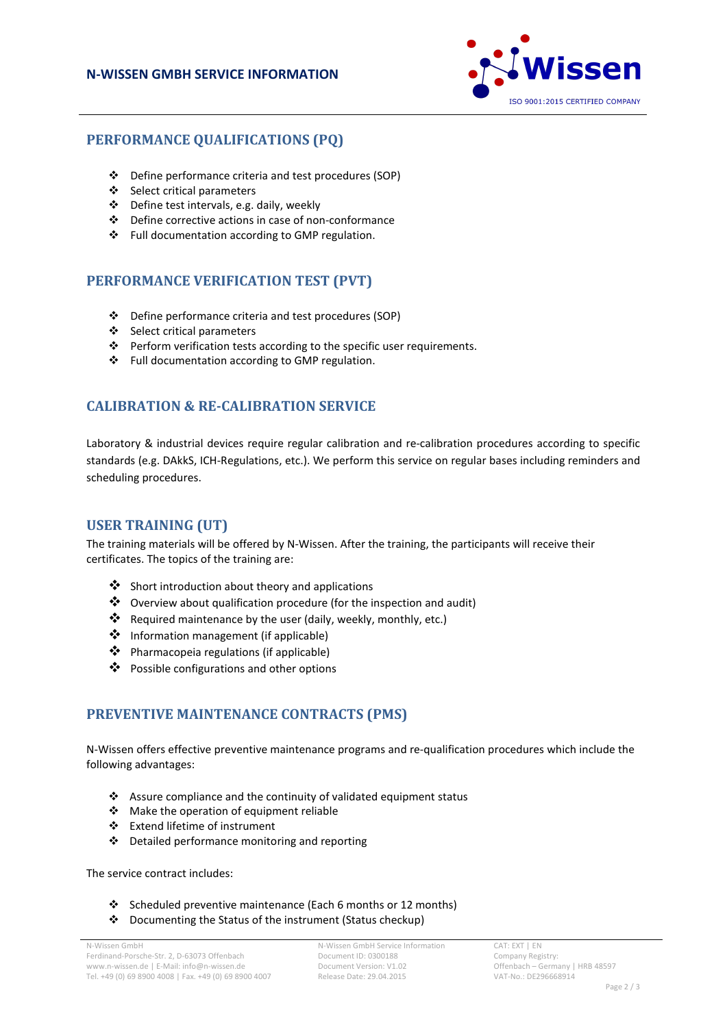## PERFORMANCE QUALIFICATIONS (PQ)

- Define performance criteria and test procedures (SOP)
- Select critical parameters
- Define test intervals, e.g. daily, weekly
- Define corrective actions in case of non-conformance
- Full documentation according to GMP regulation.

## PERFORMANCE VERIFICATION TEST (PVT)

- Define performance criteria and test procedures (SOP)
- Select critical parameters
- Perform verification tests according to the specific user requirements.
- Full documentation according to GMP regulation.

## CALIBRATION & RE-CALIBRATION SERVICE

Laboratory & industrial devices require regular calibration and re-calibration procedures according to specific standards (e.g. DAkkS, ICH-Regulations, etc.). We perform this service on regular bases including reminders and scheduling procedures.

## USER TRAINING (UT)

The training materials will be offered by N-Wissen. After the training, the participants will receive their certificates. The topics of the training are:

- Short introduction about theory and applications
- Overview about qualification procedure (for the inspection and audit)
- Required maintenance by the user (daily, weekly, monthly, etc.)
- Information management (if applicable)
- Pharmacopeia regulations (if applicable)
- Possible configurations and other options

## PREVENTIVE MAINTENANCE CONTRACTS (PMS)

N-Wissen offers effective preventive maintenance programs and re-qualification procedures which include the following advantages:

- Assure compliance and the continuity of validated equipment status
- Make the operation of equipment reliable
- Extend lifetime of instrument
- Detailed performance monitoring and reporting

The service contract includes:

- Scheduled preventive maintenance (Each 6 months or 12 months)
- Documenting the Status of the instrument (Status checkup)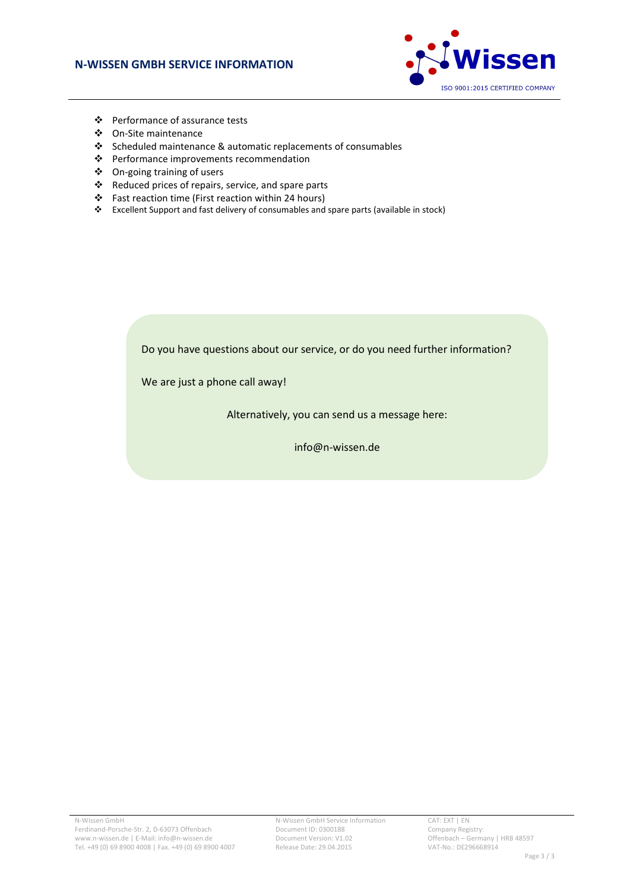- Performance of assurance tests
- On-Site maintenance
- Scheduled maintenance & automatic replacements of consumables
- Performance improvements recommendation
- On-going training of users
- Reduced prices of repairs, service, and spare parts
- Fast reaction time (First reaction within 24 hours)
- Excellent Support and fast delivery of consumables and spare parts (available in stock)

Do you have questions about our service, or do you need further information?

We are just a phone call away!

Alternatively, you can send us a message here:

info@n-wissen.de